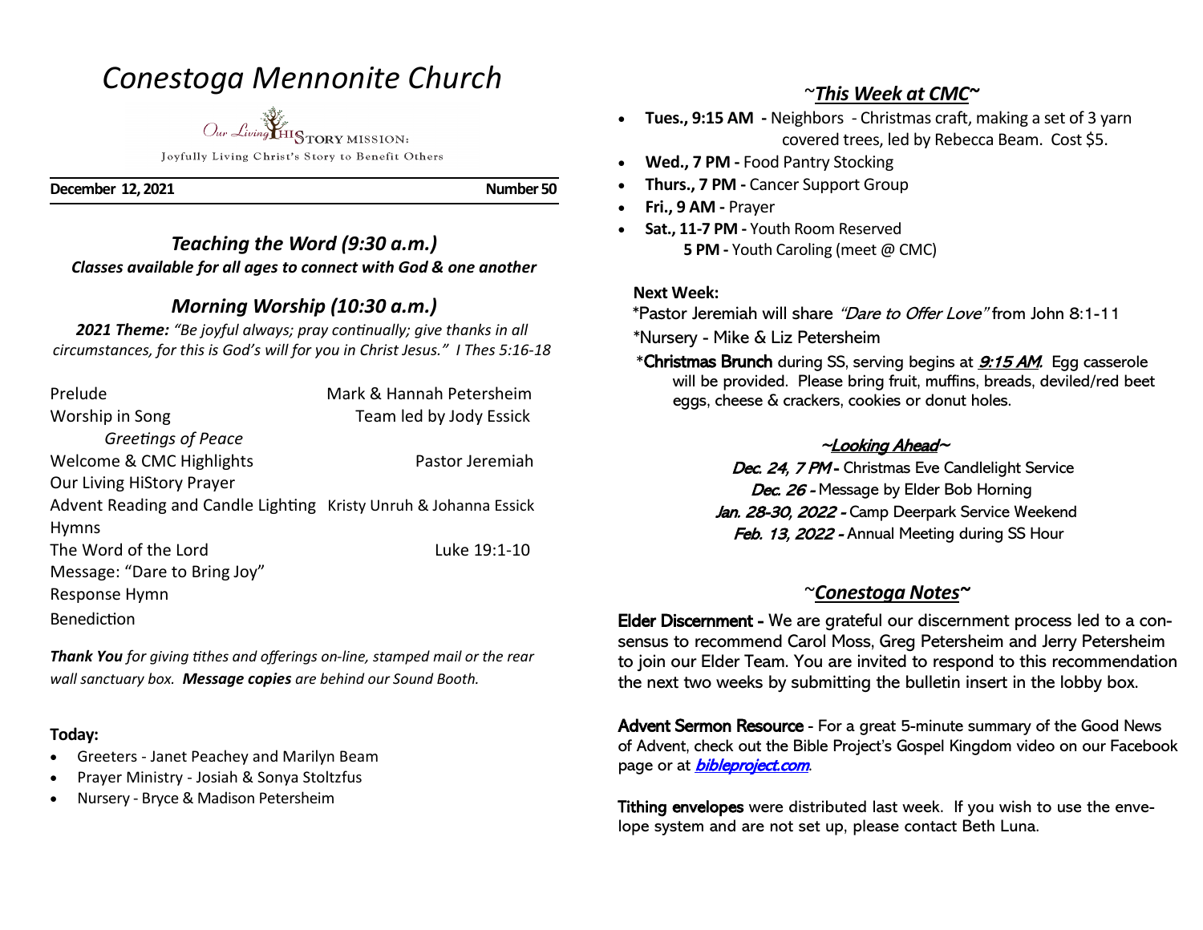# Conestoga Mennonite Church

Our Living HiSTORY MISSION:

Joyfully Living Christ's Story to Benefit Others

**December 12, 2021** **Number 50**

## *Teaching the Word (9:30 a.m.)*

***Classes available for all ages to connect with God & one another***

## *Morning Worship (10:30 a.m.)*

***2021 Theme:*** *"Be joyful always; pray continually; give thanks in all circumstances, for this is God's will for you in Christ Jesus." I Thes 5:16-18*

| | |
|---|---|
| Prelude | Mark & Hannah Petersheim |
| Worship in Song | Team led by Jody Essick |
| *Greetings of Peace* | |
| Welcome & CMC Highlights | Pastor Jeremiah |
| Our Living HiStory Prayer | |
| Advent Reading and Candle Lighting | Kristy Unruh & Johanna Essick |
| Hymns | |
| The Word of the Lord | Luke 19:1-10 |
| Message: "Dare to Bring Joy" | |
| Response Hymn | |
| Benediction | |

***Thank You*** *for giving tithes and offerings on-line, stamped mail or the rear wall sanctuary box.* ***Message copies*** *are behind our Sound Booth.*

**Today:**

- Greeters - Janet Peachey and Marilyn Beam
- Prayer Ministry - Josiah & Sonya Stoltzfus
- Nursery - Bryce & Madison Petersheim

## ~*This Week at CMC*~

- **Tues., 9:15 AM -** Neighbors - Christmas craft, making a set of 3 yarn covered trees, led by Rebecca Beam. Cost $5.
- **Wed., 7 PM -** Food Pantry Stocking
- **Thurs., 7 PM -** Cancer Support Group
- **Fri., 9 AM -** Prayer
- **Sat., 11-7 PM -** Youth Room Reserved
  **5 PM -** Youth Caroling (meet @ CMC)

**Next Week:**

*Pastor Jeremiah will share *"Dare to Offer Love"* from John 8:1-11

*Nursery - Mike & Liz Petersheim

*Christmas Brunch during SS, serving begins at ***9:15 AM***. Egg casserole will be provided. Please bring fruit, muffins, breads, deviled/red beet eggs, cheese & crackers, cookies or donut holes.

### ~*Looking Ahead*~

*Dec. 24, 7 PM* - Christmas Eve Candlelight Service

*Dec. 26* - Message by Elder Bob Horning

*Jan. 28-30, 2022* - Camp Deerpark Service Weekend

*Feb. 13, 2022* - Annual Meeting during SS Hour

## ~*Conestoga Notes*~

Elder Discernment - We are grateful our discernment process led to a consensus to recommend Carol Moss, Greg Petersheim and Jerry Petersheim to join our Elder Team. You are invited to respond to this recommendation the next two weeks by submitting the bulletin insert in the lobby box.

Advent Sermon Resource - For a great 5-minute summary of the Good News of Advent, check out the Bible Project's Gospel Kingdom video on our Facebook page or at ***bibleproject.com***.

Tithing envelopes were distributed last week. If you wish to use the envelope system and are not set up, please contact Beth Luna.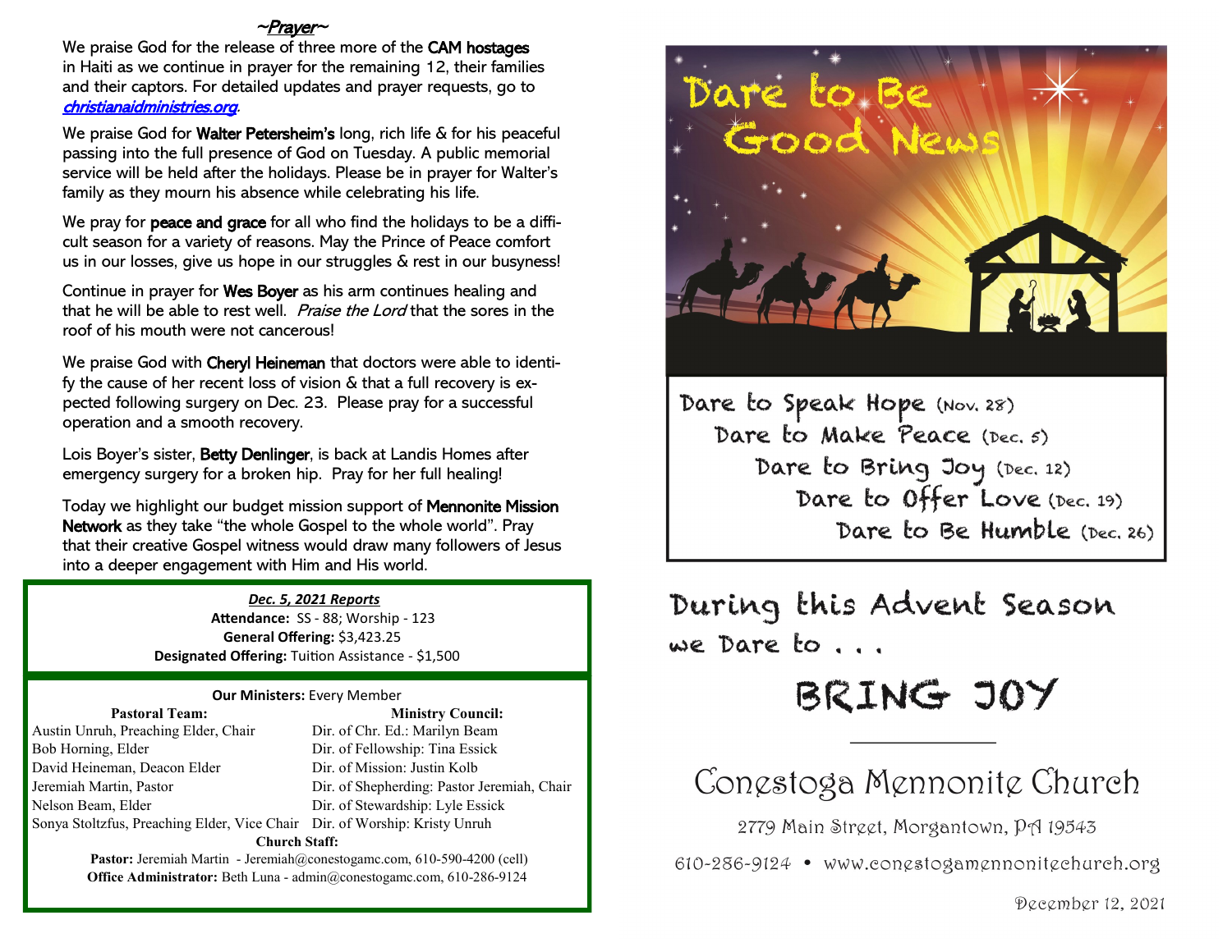## ~*Prayer*~

We praise God for the release of three more of the **CAM hostages** in Haiti as we continue in prayer for the remaining 12, their families and their captors. For detailed updates and prayer requests, go to *christianaidministries.org*.

We praise God for **Walter Petersheim's** long, rich life & for his peaceful passing into the full presence of God on Tuesday. A public memorial service will be held after the holidays. Please be in prayer for Walter's family as they mourn his absence while celebrating his life.

We pray for **peace and grace** for all who find the holidays to be a difficult season for a variety of reasons. May the Prince of Peace comfort us in our losses, give us hope in our struggles & rest in our busyness!

Continue in prayer for **Wes Boyer** as his arm continues healing and that he will be able to rest well. *Praise the Lord* that the sores in the roof of his mouth were not cancerous!

We praise God with **Cheryl Heineman** that doctors were able to identify the cause of her recent loss of vision & that a full recovery is expected following surgery on Dec. 23. Please pray for a successful operation and a smooth recovery.

Lois Boyer's sister, **Betty Denlinger**, is back at Landis Homes after emergency surgery for a broken hip. Pray for her full healing!

Today we highlight our budget mission support of **Mennonite Mission Network** as they take "the whole Gospel to the whole world". Pray that their creative Gospel witness would draw many followers of Jesus into a deeper engagement with Him and His world.

***Dec. 5, 2021 Reports***

**Attendance:** SS - 88; Worship - 123
**General Offering:** $3,423.25
**Designated Offering:** Tuition Assistance - $1,500

**Our Ministers:** Every Member

| Pastoral Team: | Ministry Council: |
|---|---|
| Austin Unruh, Preaching Elder, Chair | Dir. of Chr. Ed.: Marilyn Beam |
| Bob Horning, Elder | Dir. of Fellowship: Tina Essick |
| David Heineman, Deacon Elder | Dir. of Mission: Justin Kolb |
| Jeremiah Martin, Pastor | Dir. of Shepherding: Pastor Jeremiah, Chair |
| Nelson Beam, Elder | Dir. of Stewardship: Lyle Essick |
| Sonya Stoltzfus, Preaching Elder, Vice Chair | Dir. of Worship: Kristy Unruh |

**Church Staff:**

**Pastor:** Jeremiah Martin - Jeremiah@conestogamc.com, 610-590-4200 (cell)
**Office Administrator:** Beth Luna - admin@conestogamc.com, 610-286-9124

# Dare to Be Good News

Dare to Speak Hope (Nov. 28)
Dare to Make Peace (Dec. 5)
Dare to Bring Joy (Dec. 12)
Dare to Offer Love (Dec. 19)
Dare to Be Humble (Dec. 26)

During this Advent Season we Dare to . . .

## BRING JOY

# Conestoga Mennonite Church

2779 Main Street, Morgantown, PA 19543

610-286-9124 • www.conestogamennonitechurch.org

December 12, 2021